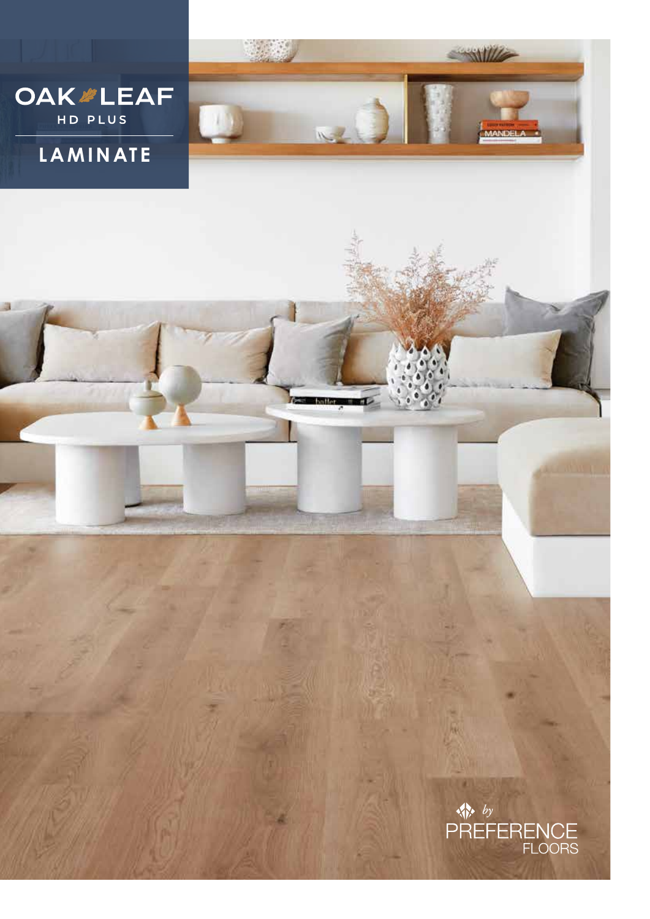# OAK LEAF

HD PLUS

## LAMINATE

by PREFERENCE FLOORS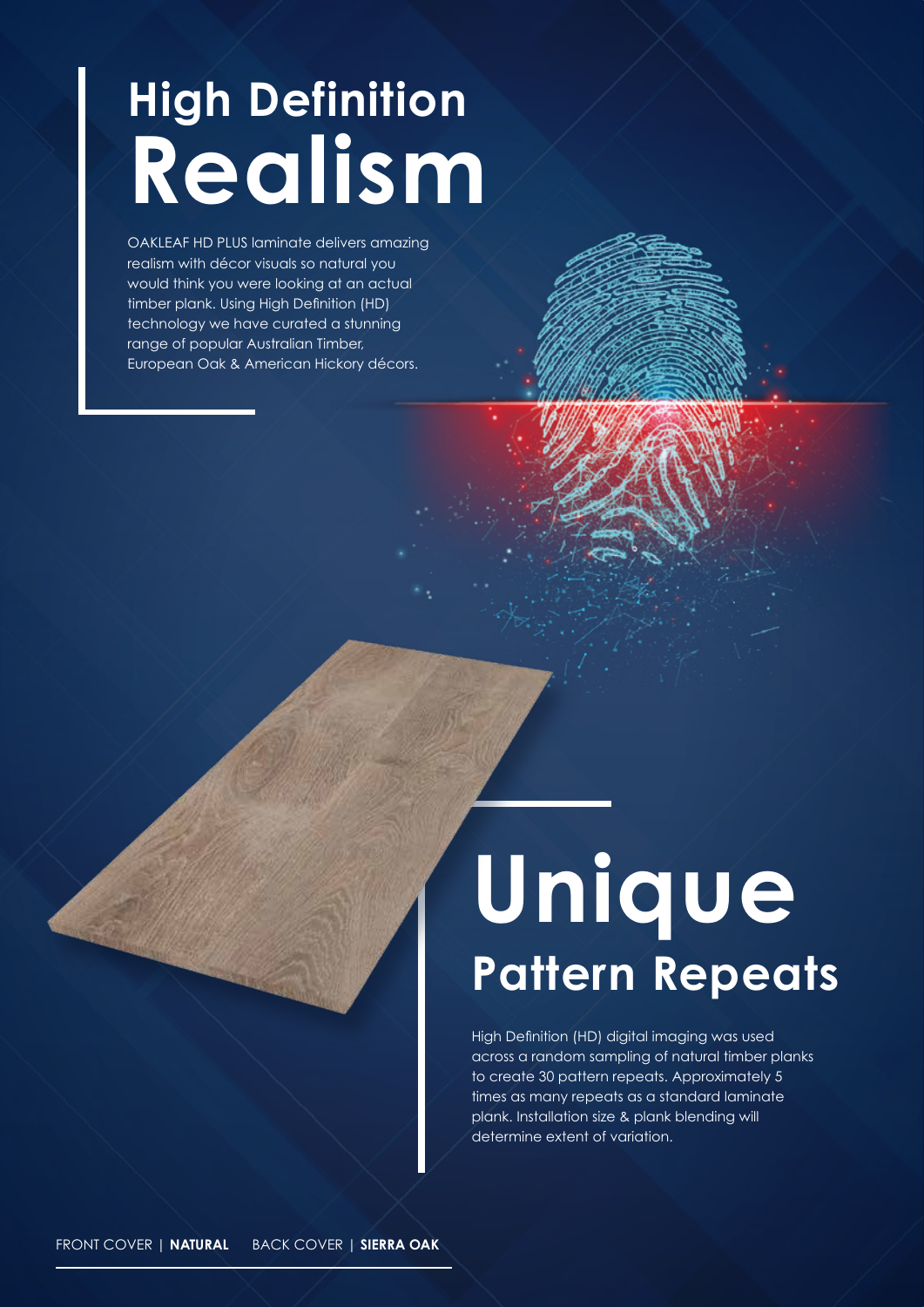# High Definition Realism

OAKLEAF HD PLUS laminate delivers amazing realism with décor visuals so natural you would think you were looking at an actual timber plank. Using High Definition (HD) technology we have curated a stunning range of popular Australian Timber, European Oak & American Hickory décors.

# Unique Pattern Repeats

High Definition (HD) digital imaging was used across a random sampling of natural timber planks to create 30 pattern repeats. Approximately 5 times as many repeats as a standard laminate plank. Installation size & plank blending will determine extent of variation.

FRONT COVER | **NATURAL** BACK COVER | **SIERRA OAK**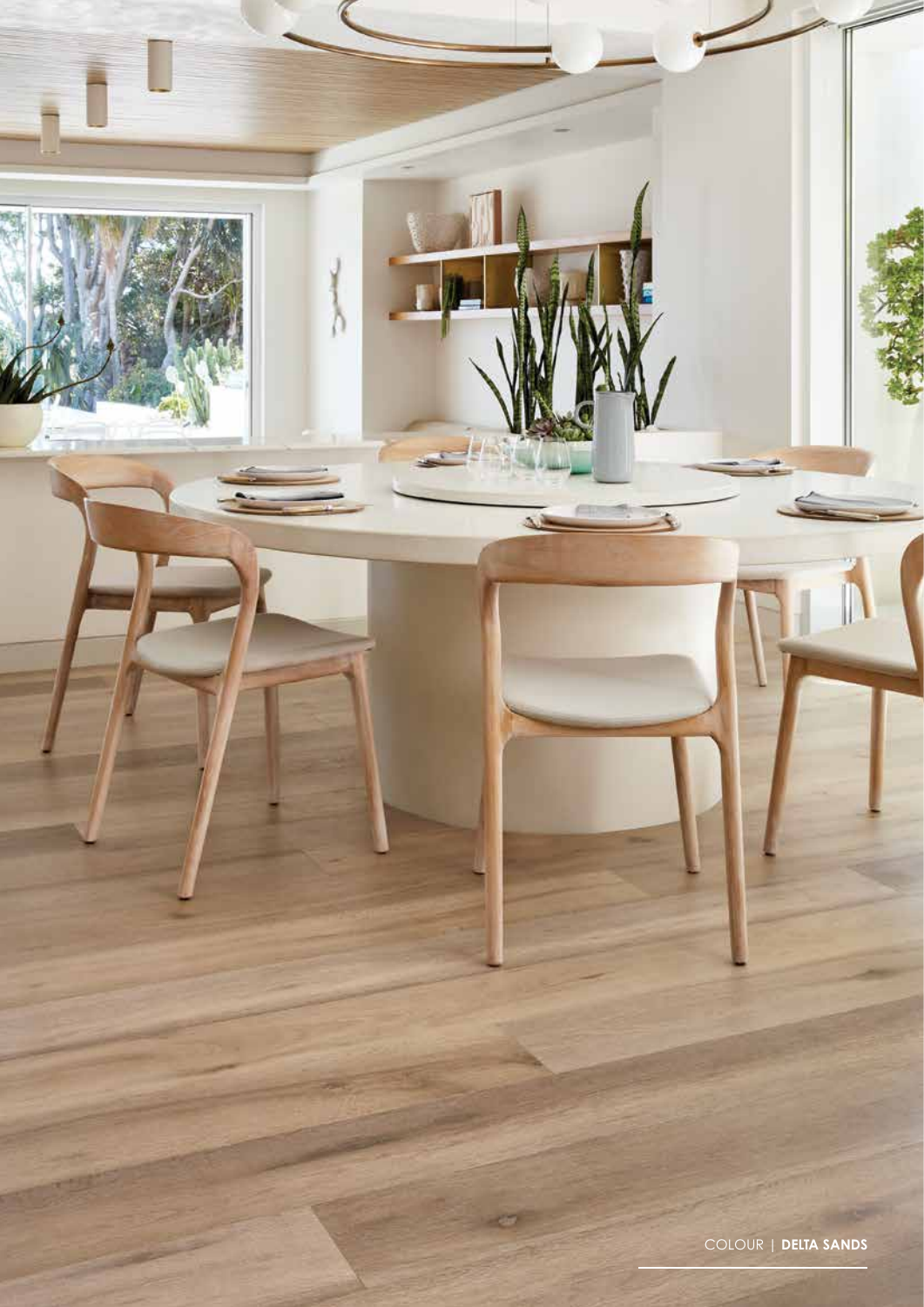COLOUR | **DELTA SANDS**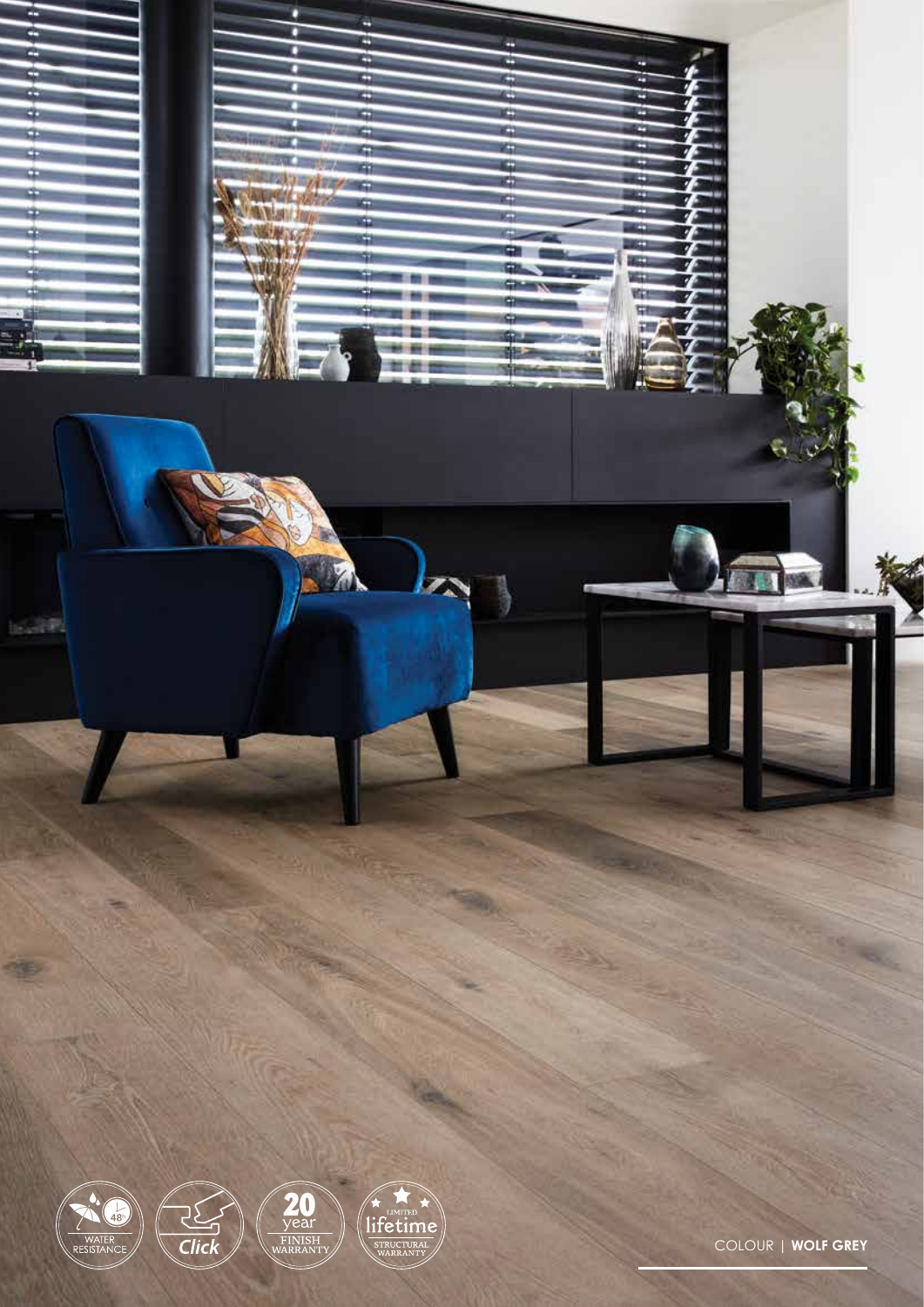WATER RESISTANCE 48h

Click

20 year FINISH WARRANTY

LIMITED lifetime STRUCTURAL WARRANTY

COLOUR | **WOLF GREY**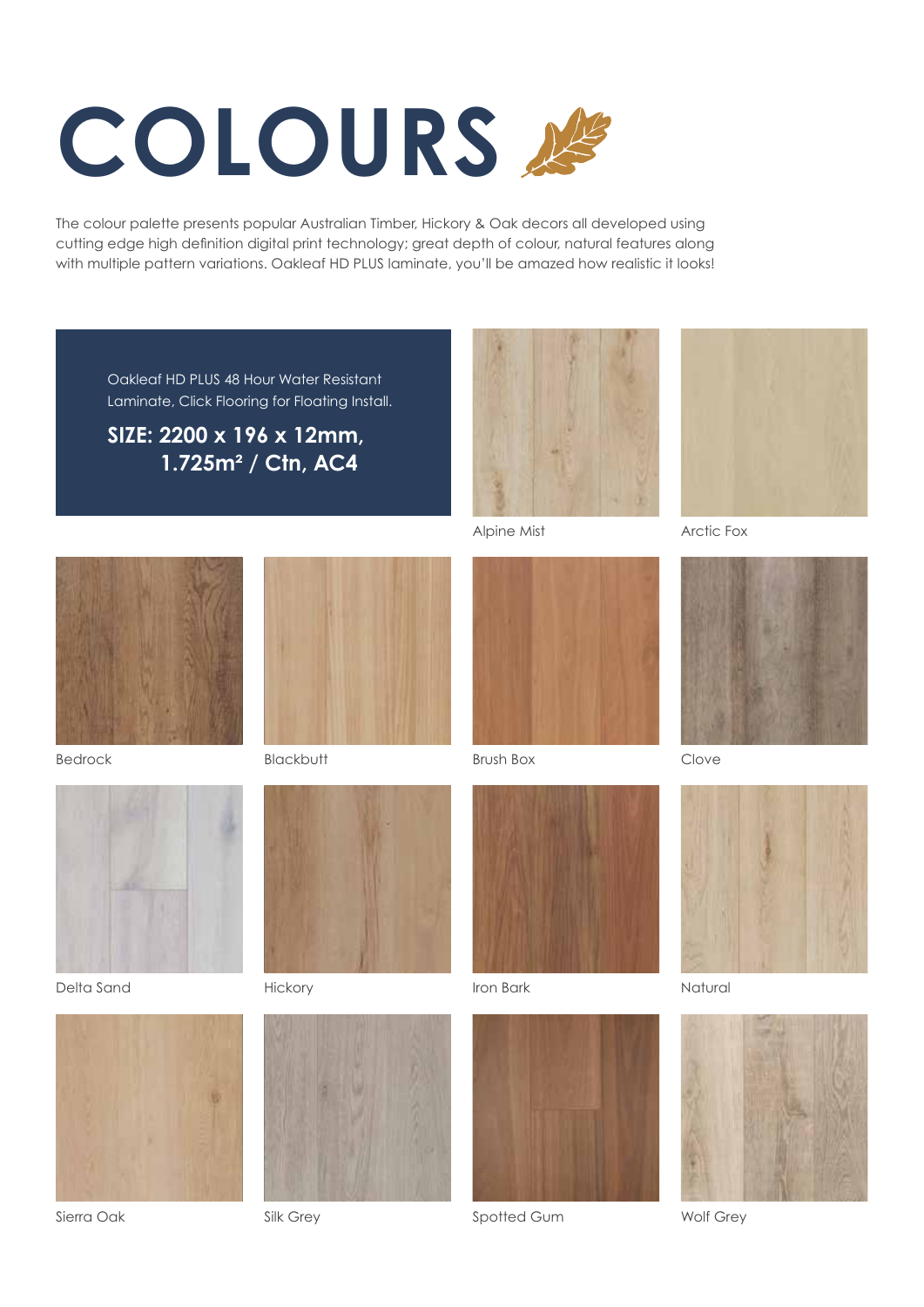# COLOURS

The colour palette presents popular Australian Timber, Hickory & Oak decors all developed using cutting edge high definition digital print technology; great depth of colour, natural features along with multiple pattern variations. Oakleaf HD PLUS laminate, you'll be amazed how realistic it looks!

Oakleaf HD PLUS 48 Hour Water Resistant Laminate, Click Flooring for Floating Install.

**SIZE: 2200 x 196 x 12mm, 1.725m² / Ctn, AC4**

Alpine Mist

Arctic Fox

Bedrock

Blackbutt

Brush Box

Clove

Delta Sand

Hickory

Iron Bark

Natural

Sierra Oak

Silk Grey

Spotted Gum

Wolf Grey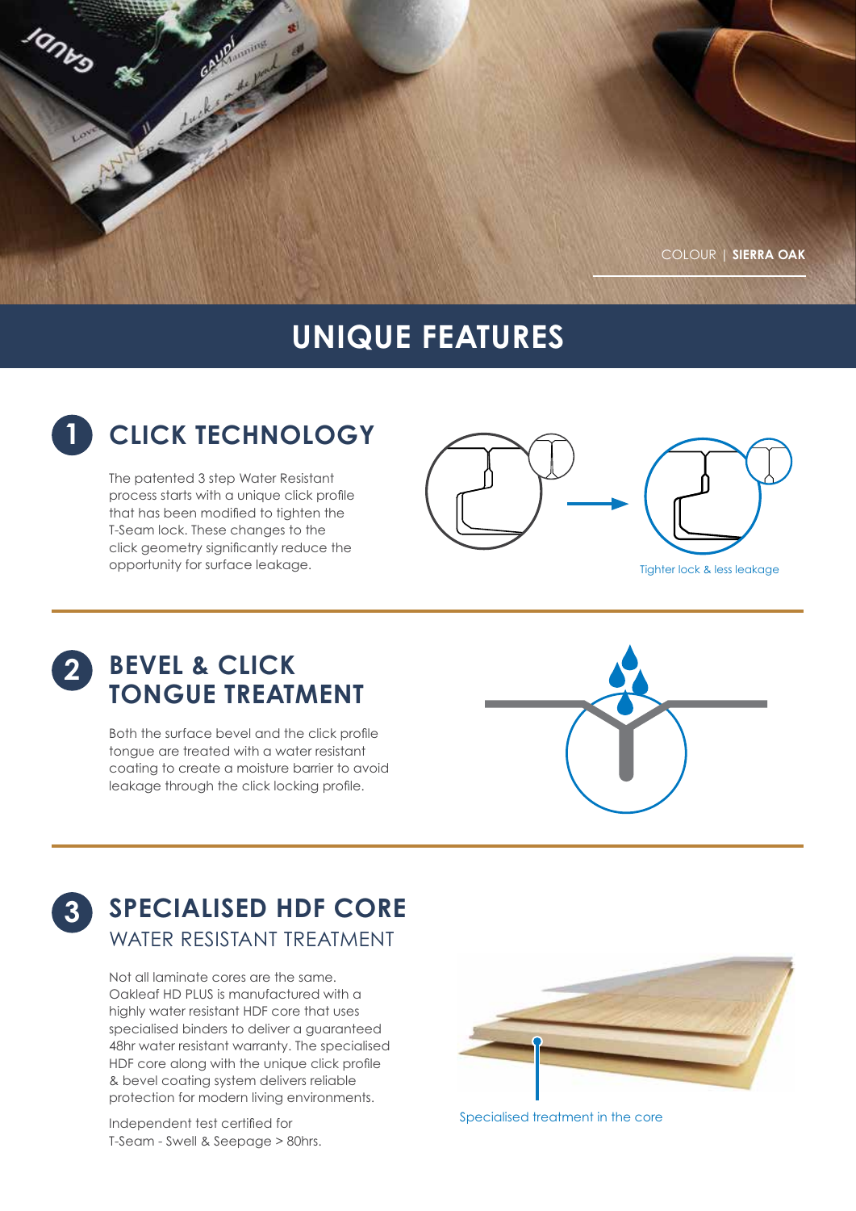COLOUR | **SIERRA OAK**

# UNIQUE FEATURES

## 1 CLICK TECHNOLOGY

The patented 3 step Water Resistant process starts with a unique click profile that has been modified to tighten the T-Seam lock. These changes to the click geometry significantly reduce the opportunity for surface leakage.

Tighter lock & less leakage

## 2 BEVEL & CLICK TONGUE TREATMENT

Both the surface bevel and the click profile tongue are treated with a water resistant coating to create a moisture barrier to avoid leakage through the click locking profile.

## 3 SPECIALISED HDF CORE

### WATER RESISTANT TREATMENT

Not all laminate cores are the same. Oakleaf HD PLUS is manufactured with a highly water resistant HDF core that uses specialised binders to deliver a guaranteed 48hr water resistant warranty. The specialised HDF core along with the unique click profile & bevel coating system delivers reliable protection for modern living environments.

Independent test certified for T-Seam - Swell & Seepage > 80hrs.

Specialised treatment in the core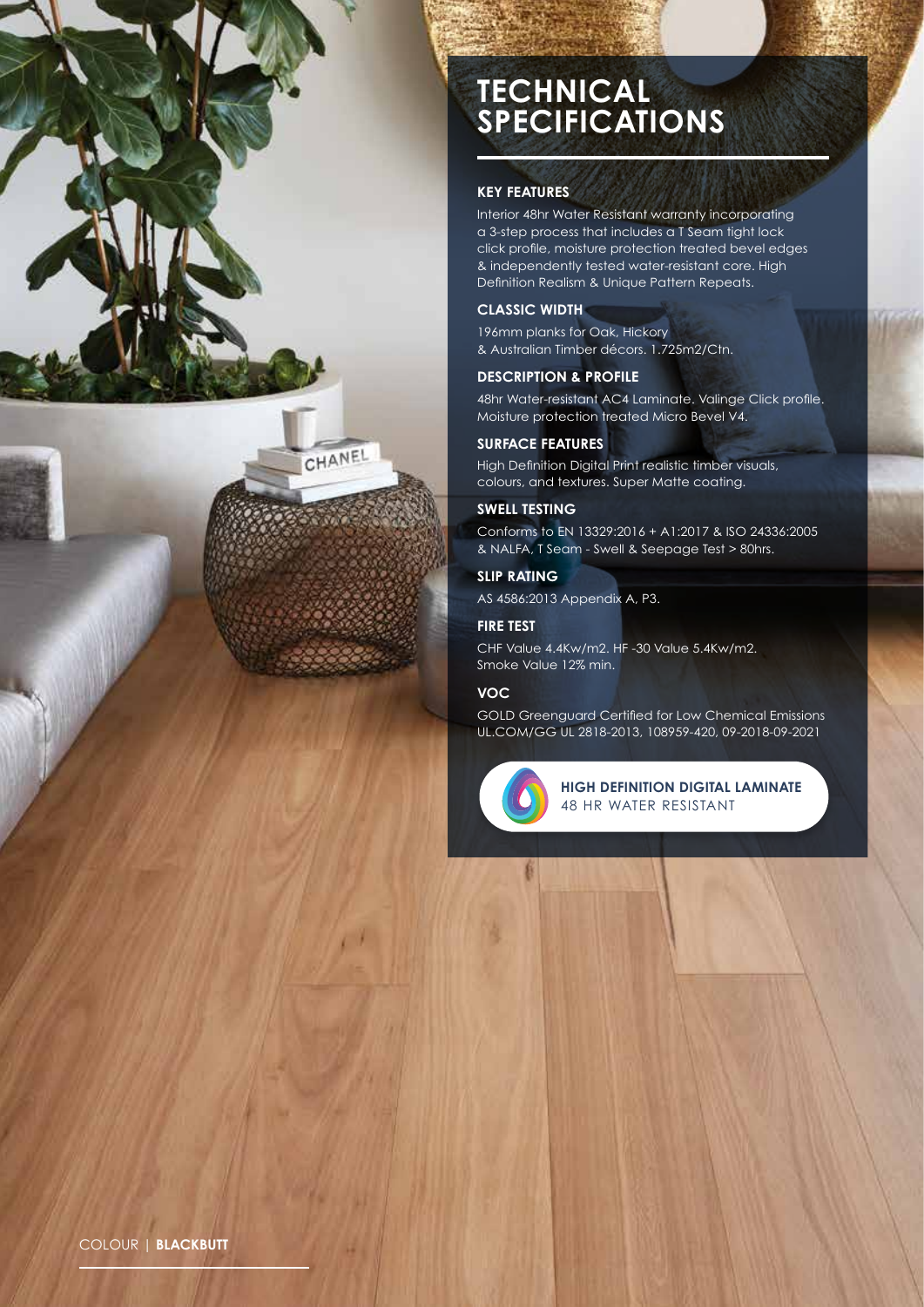# TECHNICAL SPECIFICATIONS

### KEY FEATURES

Interior 48hr Water Resistant warranty incorporating a 3-step process that includes a T Seam tight lock click profile, moisture protection treated bevel edges & independently tested water-resistant core. High Definition Realism & Unique Pattern Repeats.

### CLASSIC WIDTH

196mm planks for Oak, Hickory & Australian Timber décors. 1.725m2/Ctn.

### DESCRIPTION & PROFILE

48hr Water-resistant AC4 Laminate. Valinge Click profile. Moisture protection treated Micro Bevel V4.

### SURFACE FEATURES

High Definition Digital Print realistic timber visuals, colours, and textures. Super Matte coating.

### SWELL TESTING

Conforms to EN 13329:2016 + A1:2017 & ISO 24336:2005 & NALFA, T Seam - Swell & Seepage Test > 80hrs.

### SLIP RATING

AS 4586:2013 Appendix A, P3.

### FIRE TEST

CHF Value 4.4Kw/m2. HF -30 Value 5.4Kw/m2. Smoke Value 12% min.

### VOC

GOLD Greenguard Certified for Low Chemical Emissions UL.COM/GG UL 2818-2013, 108959-420, 09-2018-09-2021

**HIGH DEFINITION DIGITAL LAMINATE**
48 HR WATER RESISTANT

COLOUR | **BLACKBUTT**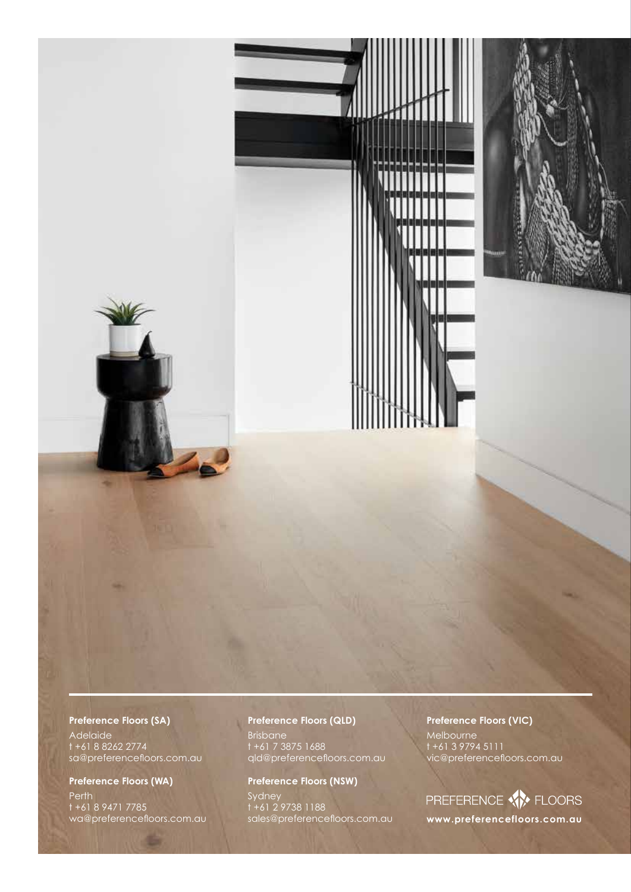**Preference Floors (SA)**
Adelaide
t +61 8 8262 2774
sa@preferencefloors.com.au

**Preference Floors (WA)**
Perth
t +61 8 9471 7785
wa@preferencefloors.com.au

**Preference Floors (QLD)**
Brisbane
t +61 7 3875 1688
qld@preferencefloors.com.au

**Preference Floors (NSW)**
Sydney
t +61 2 9738 1188
sales@preferencefloors.com.au

**Preference Floors (VIC)**
Melbourne
t +61 3 9794 5111
vic@preferencefloors.com.au

PREFERENCE FLOORS

**www.preferencefloors.com.au**